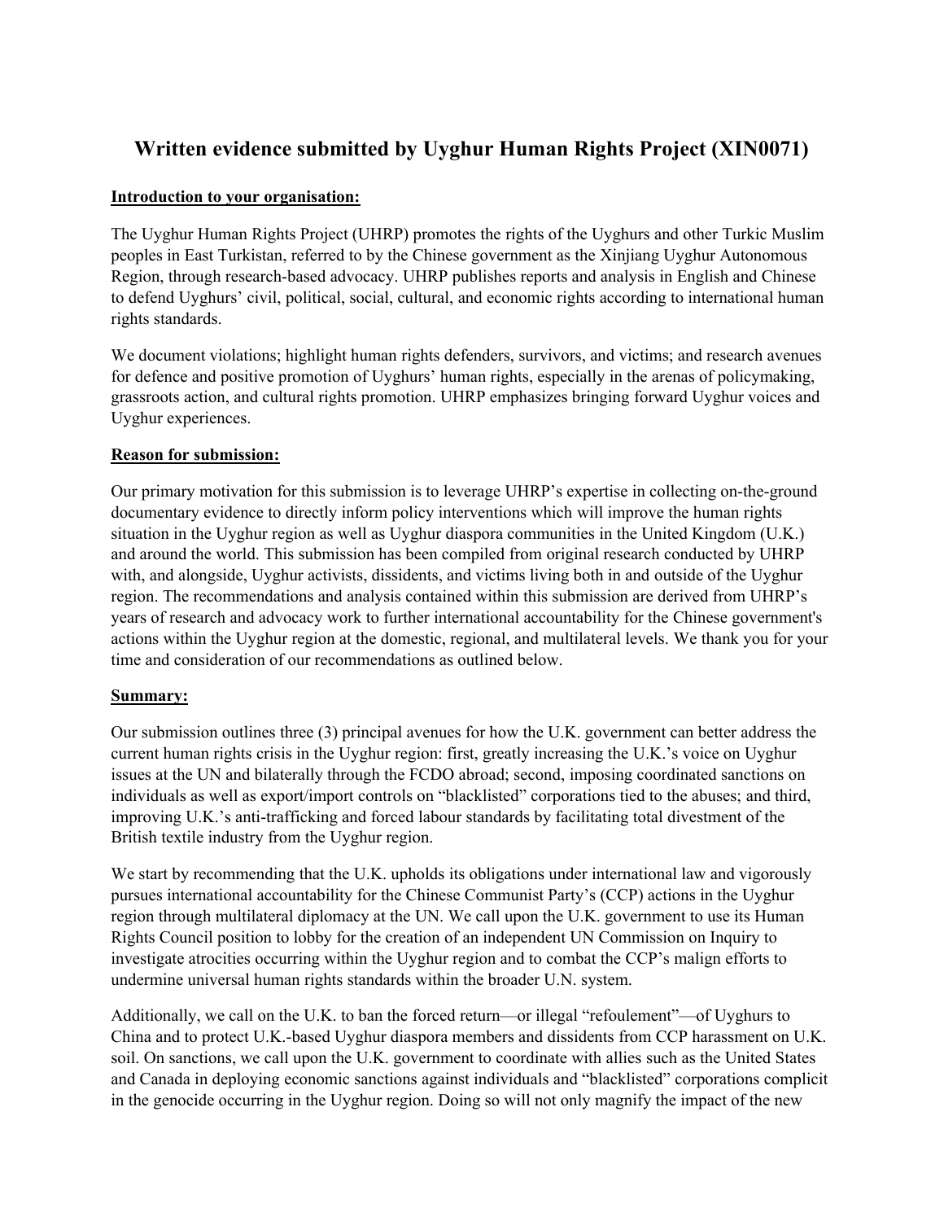# Written evidence submitted by Uyghur Human Rights Project (XIN0071)

**Introduction to your organisation:**

The Uyghur Human Rights Project (UHRP) promotes the rights of the Uyghurs and other Turkic Muslim peoples in East Turkistan, referred to by the Chinese government as the Xinjiang Uyghur Autonomous Region, through research-based advocacy. UHRP publishes reports and analysis in English and Chinese to defend Uyghurs' civil, political, social, cultural, and economic rights according to international human rights standards.

We document violations; highlight human rights defenders, survivors, and victims; and research avenues for defence and positive promotion of Uyghurs' human rights, especially in the arenas of policymaking, grassroots action, and cultural rights promotion. UHRP emphasizes bringing forward Uyghur voices and Uyghur experiences.

**Reason for submission:**

Our primary motivation for this submission is to leverage UHRP's expertise in collecting on-the-ground documentary evidence to directly inform policy interventions which will improve the human rights situation in the Uyghur region as well as Uyghur diaspora communities in the United Kingdom (U.K.) and around the world. This submission has been compiled from original research conducted by UHRP with, and alongside, Uyghur activists, dissidents, and victims living both in and outside of the Uyghur region. The recommendations and analysis contained within this submission are derived from UHRP's years of research and advocacy work to further international accountability for the Chinese government's actions within the Uyghur region at the domestic, regional, and multilateral levels. We thank you for your time and consideration of our recommendations as outlined below.

**Summary:**

Our submission outlines three (3) principal avenues for how the U.K. government can better address the current human rights crisis in the Uyghur region: first, greatly increasing the U.K.'s voice on Uyghur issues at the UN and bilaterally through the FCDO abroad; second, imposing coordinated sanctions on individuals as well as export/import controls on "blacklisted" corporations tied to the abuses; and third, improving U.K.'s anti-trafficking and forced labour standards by facilitating total divestment of the British textile industry from the Uyghur region.

We start by recommending that the U.K. upholds its obligations under international law and vigorously pursues international accountability for the Chinese Communist Party's (CCP) actions in the Uyghur region through multilateral diplomacy at the UN. We call upon the U.K. government to use its Human Rights Council position to lobby for the creation of an independent UN Commission on Inquiry to investigate atrocities occurring within the Uyghur region and to combat the CCP's malign efforts to undermine universal human rights standards within the broader U.N. system.

Additionally, we call on the U.K. to ban the forced return—or illegal "refoulement"—of Uyghurs to China and to protect U.K.-based Uyghur diaspora members and dissidents from CCP harassment on U.K. soil. On sanctions, we call upon the U.K. government to coordinate with allies such as the United States and Canada in deploying economic sanctions against individuals and "blacklisted" corporations complicit in the genocide occurring in the Uyghur region. Doing so will not only magnify the impact of the new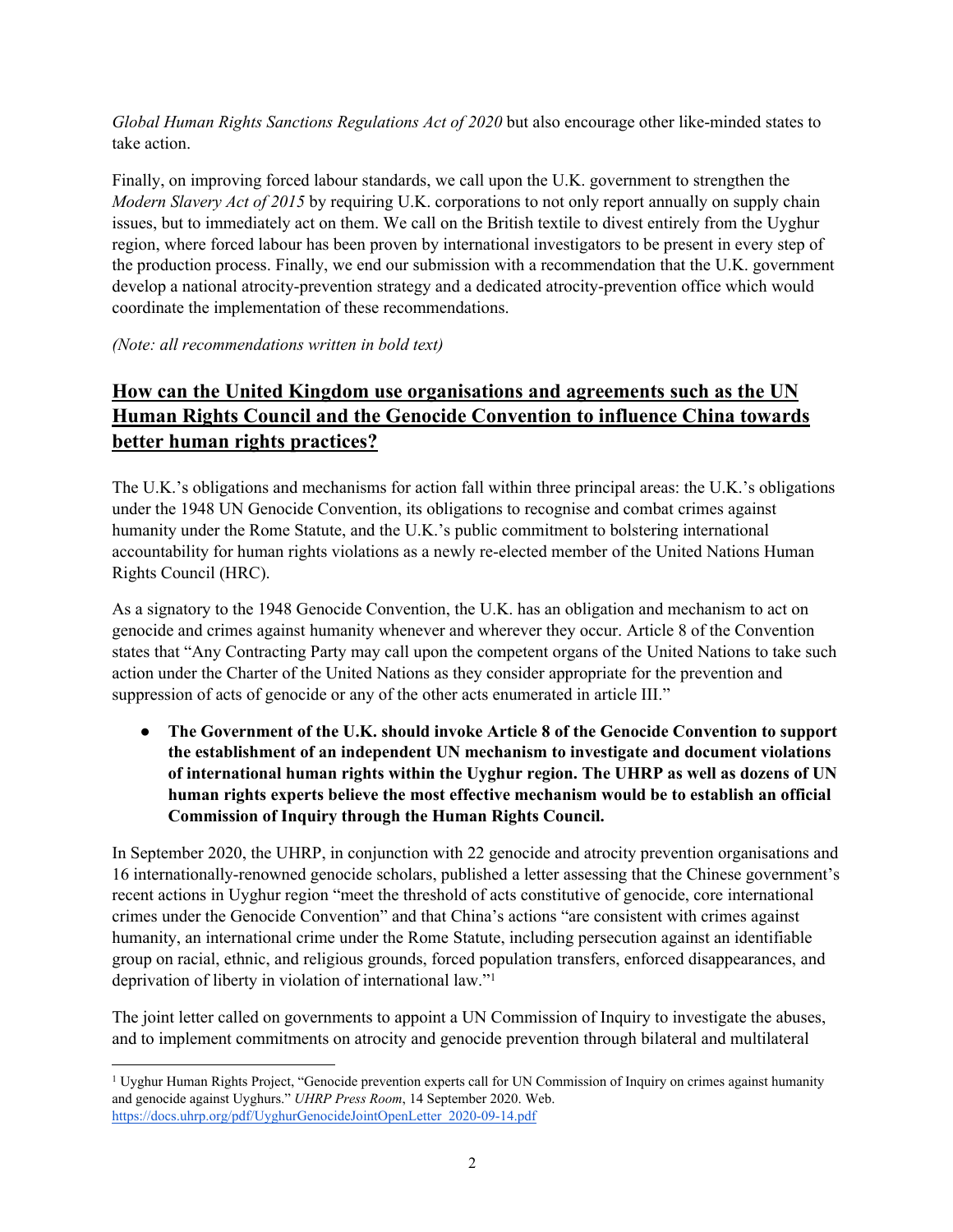*Global Human Rights Sanctions Regulations Act of 2020* but also encourage other like-minded states to take action.

Finally, on improving forced labour standards, we call upon the U.K. government to strengthen the *Modern Slavery Act of 2015* by requiring U.K. corporations to not only report annually on supply chain issues, but to immediately act on them. We call on the British textile to divest entirely from the Uyghur region, where forced labour has been proven by international investigators to be present in every step of the production process. Finally, we end our submission with a recommendation that the U.K. government develop a national atrocity-prevention strategy and a dedicated atrocity-prevention office which would coordinate the implementation of these recommendations.

*(Note: all recommendations written in bold text)*

## How can the United Kingdom use organisations and agreements such as the UN Human Rights Council and the Genocide Convention to influence China towards better human rights practices?

The U.K.'s obligations and mechanisms for action fall within three principal areas: the U.K.'s obligations under the 1948 UN Genocide Convention, its obligations to recognise and combat crimes against humanity under the Rome Statute, and the U.K.'s public commitment to bolstering international accountability for human rights violations as a newly re-elected member of the United Nations Human Rights Council (HRC).

As a signatory to the 1948 Genocide Convention, the U.K. has an obligation and mechanism to act on genocide and crimes against humanity whenever and wherever they occur. Article 8 of the Convention states that "Any Contracting Party may call upon the competent organs of the United Nations to take such action under the Charter of the United Nations as they consider appropriate for the prevention and suppression of acts of genocide or any of the other acts enumerated in article III."

- **The Government of the U.K. should invoke Article 8 of the Genocide Convention to support the establishment of an independent UN mechanism to investigate and document violations of international human rights within the Uyghur region. The UHRP as well as dozens of UN human rights experts believe the most effective mechanism would be to establish an official Commission of Inquiry through the Human Rights Council.**

In September 2020, the UHRP, in conjunction with 22 genocide and atrocity prevention organisations and 16 internationally-renowned genocide scholars, published a letter assessing that the Chinese government's recent actions in Uyghur region "meet the threshold of acts constitutive of genocide, core international crimes under the Genocide Convention" and that China's actions "are consistent with crimes against humanity, an international crime under the Rome Statute, including persecution against an identifiable group on racial, ethnic, and religious grounds, forced population transfers, enforced disappearances, and deprivation of liberty in violation of international law."[1]

The joint letter called on governments to appoint a UN Commission of Inquiry to investigate the abuses, and to implement commitments on atrocity and genocide prevention through bilateral and multilateral

---

[1] Uyghur Human Rights Project, "Genocide prevention experts call for UN Commission of Inquiry on crimes against humanity and genocide against Uyghurs." *UHRP Press Room*, 14 September 2020. Web. https://docs.uhrp.org/pdf/UyghurGenocideJointOpenLetter_2020-09-14.pdf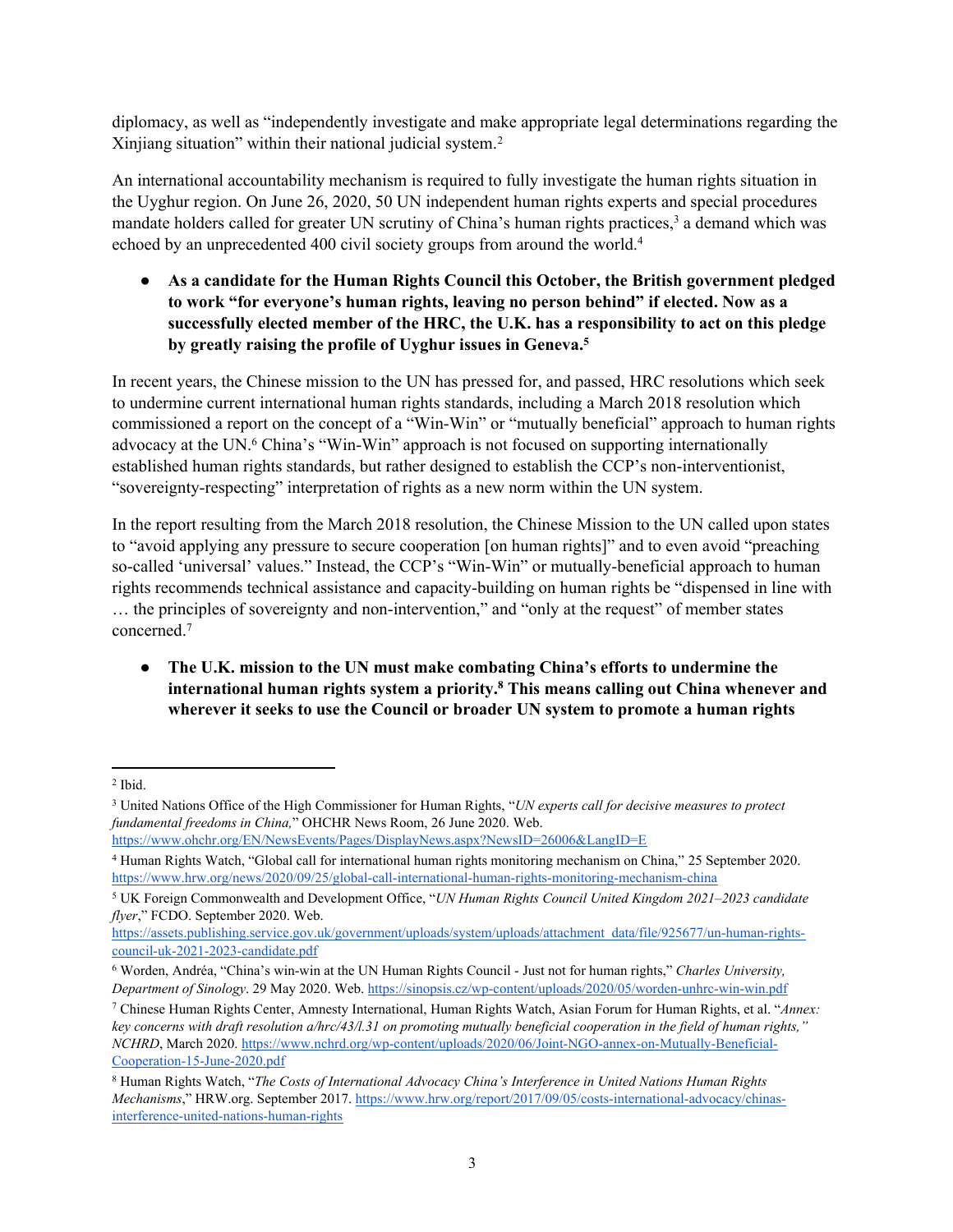diplomacy, as well as "independently investigate and make appropriate legal determinations regarding the Xinjiang situation" within their national judicial system.[2]

An international accountability mechanism is required to fully investigate the human rights situation in the Uyghur region. On June 26, 2020, 50 UN independent human rights experts and special procedures mandate holders called for greater UN scrutiny of China's human rights practices,[3] a demand which was echoed by an unprecedented 400 civil society groups from around the world.[4]

- **As a candidate for the Human Rights Council this October, the British government pledged to work "for everyone's human rights, leaving no person behind" if elected. Now as a successfully elected member of the HRC, the U.K. has a responsibility to act on this pledge by greatly raising the profile of Uyghur issues in Geneva.[5]**

In recent years, the Chinese mission to the UN has pressed for, and passed, HRC resolutions which seek to undermine current international human rights standards, including a March 2018 resolution which commissioned a report on the concept of a "Win-Win" or "mutually beneficial" approach to human rights advocacy at the UN.[6] China's "Win-Win" approach is not focused on supporting internationally established human rights standards, but rather designed to establish the CCP's non-interventionist, "sovereignty-respecting" interpretation of rights as a new norm within the UN system.

In the report resulting from the March 2018 resolution, the Chinese Mission to the UN called upon states to "avoid applying any pressure to secure cooperation [on human rights]" and to even avoid "preaching so-called 'universal' values." Instead, the CCP's "Win-Win" or mutually-beneficial approach to human rights recommends technical assistance and capacity-building on human rights be "dispensed in line with … the principles of sovereignty and non-intervention," and "only at the request" of member states concerned.[7]

- **The U.K. mission to the UN must make combating China's efforts to undermine the international human rights system a priority.[8] This means calling out China whenever and wherever it seeks to use the Council or broader UN system to promote a human rights**

---

[2] Ibid.

[3] United Nations Office of the High Commissioner for Human Rights, "*UN experts call for decisive measures to protect fundamental freedoms in China,*" OHCHR News Room, 26 June 2020. Web. https://www.ohchr.org/EN/NewsEvents/Pages/DisplayNews.aspx?NewsID=26006&LangID=E

[4] Human Rights Watch, "Global call for international human rights monitoring mechanism on China," 25 September 2020. https://www.hrw.org/news/2020/09/25/global-call-international-human-rights-monitoring-mechanism-china

[5] UK Foreign Commonwealth and Development Office, "*UN Human Rights Council United Kingdom 2021–2023 candidate flyer*," FCDO. September 2020. Web. https://assets.publishing.service.gov.uk/government/uploads/system/uploads/attachment_data/file/925677/un-human-rights-council-uk-2021-2023-candidate.pdf

[6] Worden, Andréa, "China's win-win at the UN Human Rights Council - Just not for human rights," *Charles University, Department of Sinology*. 29 May 2020. Web. https://sinopsis.cz/wp-content/uploads/2020/05/worden-unhrc-win-win.pdf

[7] Chinese Human Rights Center, Amnesty International, Human Rights Watch, Asian Forum for Human Rights, et al. "*Annex: key concerns with draft resolution a/hrc/43/l.31 on promoting mutually beneficial cooperation in the field of human rights,*" *NCHRD*, March 2020. https://www.nchrd.org/wp-content/uploads/2020/06/Joint-NGO-annex-on-Mutually-Beneficial-Cooperation-15-June-2020.pdf

[8] Human Rights Watch, "*The Costs of International Advocacy China's Interference in United Nations Human Rights Mechanisms*," HRW.org. September 2017. https://www.hrw.org/report/2017/09/05/costs-international-advocacy/chinas-interference-united-nations-human-rights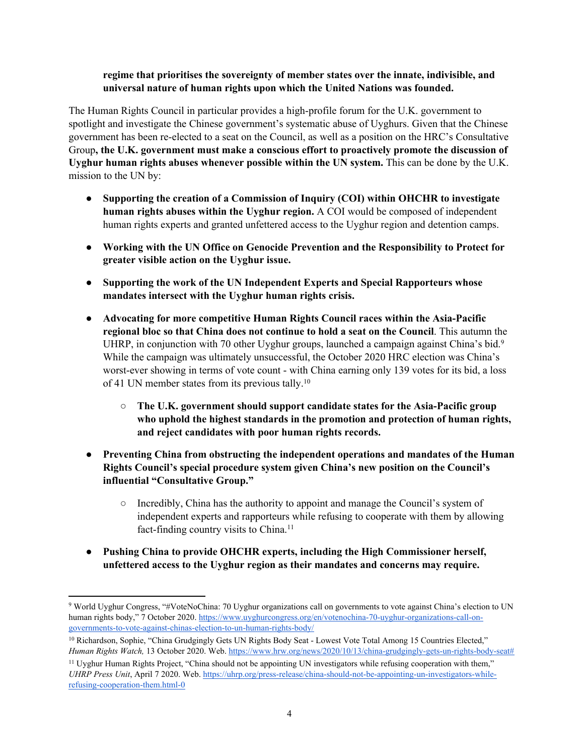**regime that prioritises the sovereignty of member states over the innate, indivisible, and universal nature of human rights upon which the United Nations was founded.**

The Human Rights Council in particular provides a high-profile forum for the U.K. government to spotlight and investigate the Chinese government's systematic abuse of Uyghurs. Given that the Chinese government has been re-elected to a seat on the Council, as well as a position on the HRC's Consultative Group**, the U.K. government must make a conscious effort to proactively promote the discussion of Uyghur human rights abuses whenever possible within the UN system.** This can be done by the U.K. mission to the UN by:

- **Supporting the creation of a Commission of Inquiry (COI) within OHCHR to investigate human rights abuses within the Uyghur region.** A COI would be composed of independent human rights experts and granted unfettered access to the Uyghur region and detention camps.
- **Working with the UN Office on Genocide Prevention and the Responsibility to Protect for greater visible action on the Uyghur issue.**
- **Supporting the work of the UN Independent Experts and Special Rapporteurs whose mandates intersect with the Uyghur human rights crisis.**
- **Advocating for more competitive Human Rights Council races within the Asia-Pacific regional bloc so that China does not continue to hold a seat on the Council**. This autumn the UHRP, in conjunction with 70 other Uyghur groups, launched a campaign against China's bid.[9] While the campaign was ultimately unsuccessful, the October 2020 HRC election was China's worst-ever showing in terms of vote count - with China earning only 139 votes for its bid, a loss of 41 UN member states from its previous tally.[10]
    - **The U.K. government should support candidate states for the Asia-Pacific group who uphold the highest standards in the promotion and protection of human rights, and reject candidates with poor human rights records.**
- **Preventing China from obstructing the independent operations and mandates of the Human Rights Council's special procedure system given China's new position on the Council's influential "Consultative Group."**
    - Incredibly, China has the authority to appoint and manage the Council's system of independent experts and rapporteurs while refusing to cooperate with them by allowing fact-finding country visits to China.[11]
- **Pushing China to provide OHCHR experts, including the High Commissioner herself, unfettered access to the Uyghur region as their mandates and concerns may require.**

---

[9] World Uyghur Congress, "#VoteNoChina: 70 Uyghur organizations call on governments to vote against China's election to UN human rights body," 7 October 2020. https://www.uyghurcongress.org/en/votenochina-70-uyghur-organizations-call-on-governments-to-vote-against-chinas-election-to-un-human-rights-body/

[10] Richardson, Sophie, "China Grudgingly Gets UN Rights Body Seat - Lowest Vote Total Among 15 Countries Elected," *Human Rights Watch,* 13 October 2020. Web. https://www.hrw.org/news/2020/10/13/china-grudgingly-gets-un-rights-body-seat#

[11] Uyghur Human Rights Project, "China should not be appointing UN investigators while refusing cooperation with them," *UHRP Press Unit*, April 7 2020. Web. https://uhrp.org/press-release/china-should-not-be-appointing-un-investigators-while-refusing-cooperation-them.html-0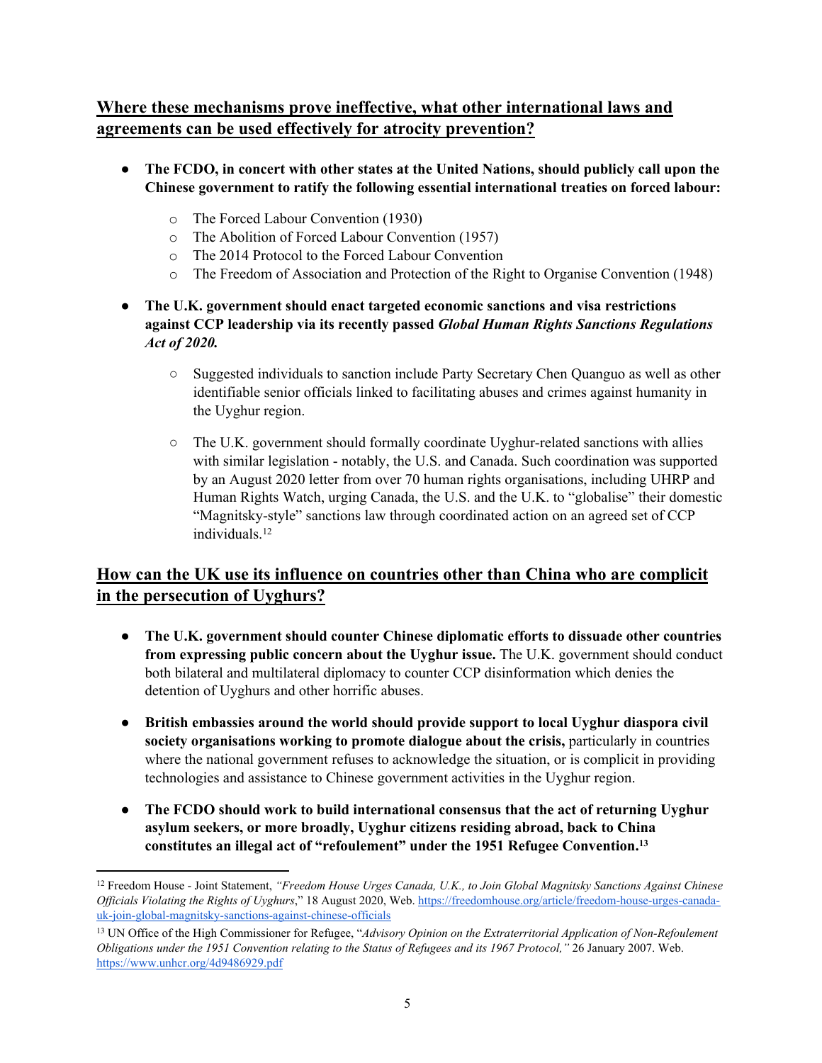## Where these mechanisms prove ineffective, what other international laws and agreements can be used effectively for atrocity prevention?

- **The FCDO, in concert with other states at the United Nations, should publicly call upon the Chinese government to ratify the following essential international treaties on forced labour:**
  - The Forced Labour Convention (1930)
  - The Abolition of Forced Labour Convention (1957)
  - The 2014 Protocol to the Forced Labour Convention
  - The Freedom of Association and Protection of the Right to Organise Convention (1948)
- **The U.K. government should enact targeted economic sanctions and visa restrictions against CCP leadership via its recently passed *Global Human Rights Sanctions Regulations Act of 2020.***
  - Suggested individuals to sanction include Party Secretary Chen Quanguo as well as other identifiable senior officials linked to facilitating abuses and crimes against humanity in the Uyghur region.
  - The U.K. government should formally coordinate Uyghur-related sanctions with allies with similar legislation - notably, the U.S. and Canada. Such coordination was supported by an August 2020 letter from over 70 human rights organisations, including UHRP and Human Rights Watch, urging Canada, the U.S. and the U.K. to "globalise" their domestic "Magnitsky-style" sanctions law through coordinated action on an agreed set of CCP individuals.[12]

## How can the UK use its influence on countries other than China who are complicit in the persecution of Uyghurs?

- **The U.K. government should counter Chinese diplomatic efforts to dissuade other countries from expressing public concern about the Uyghur issue.** The U.K. government should conduct both bilateral and multilateral diplomacy to counter CCP disinformation which denies the detention of Uyghurs and other horrific abuses.
- **British embassies around the world should provide support to local Uyghur diaspora civil society organisations working to promote dialogue about the crisis,** particularly in countries where the national government refuses to acknowledge the situation, or is complicit in providing technologies and assistance to Chinese government activities in the Uyghur region.
- **The FCDO should work to build international consensus that the act of returning Uyghur asylum seekers, or more broadly, Uyghur citizens residing abroad, back to China constitutes an illegal act of "refoulement" under the 1951 Refugee Convention.[13]**

---

[12] Freedom House - Joint Statement, *"Freedom House Urges Canada, U.K., to Join Global Magnitsky Sanctions Against Chinese Officials Violating the Rights of Uyghurs*," 18 August 2020, Web. https://freedomhouse.org/article/freedom-house-urges-canada-uk-join-global-magnitsky-sanctions-against-chinese-officials

[13] UN Office of the High Commissioner for Refugee, "*Advisory Opinion on the Extraterritorial Application of Non-Refoulement Obligations under the 1951 Convention relating to the Status of Refugees and its 1967 Protocol,"* 26 January 2007. Web. https://www.unhcr.org/4d9486929.pdf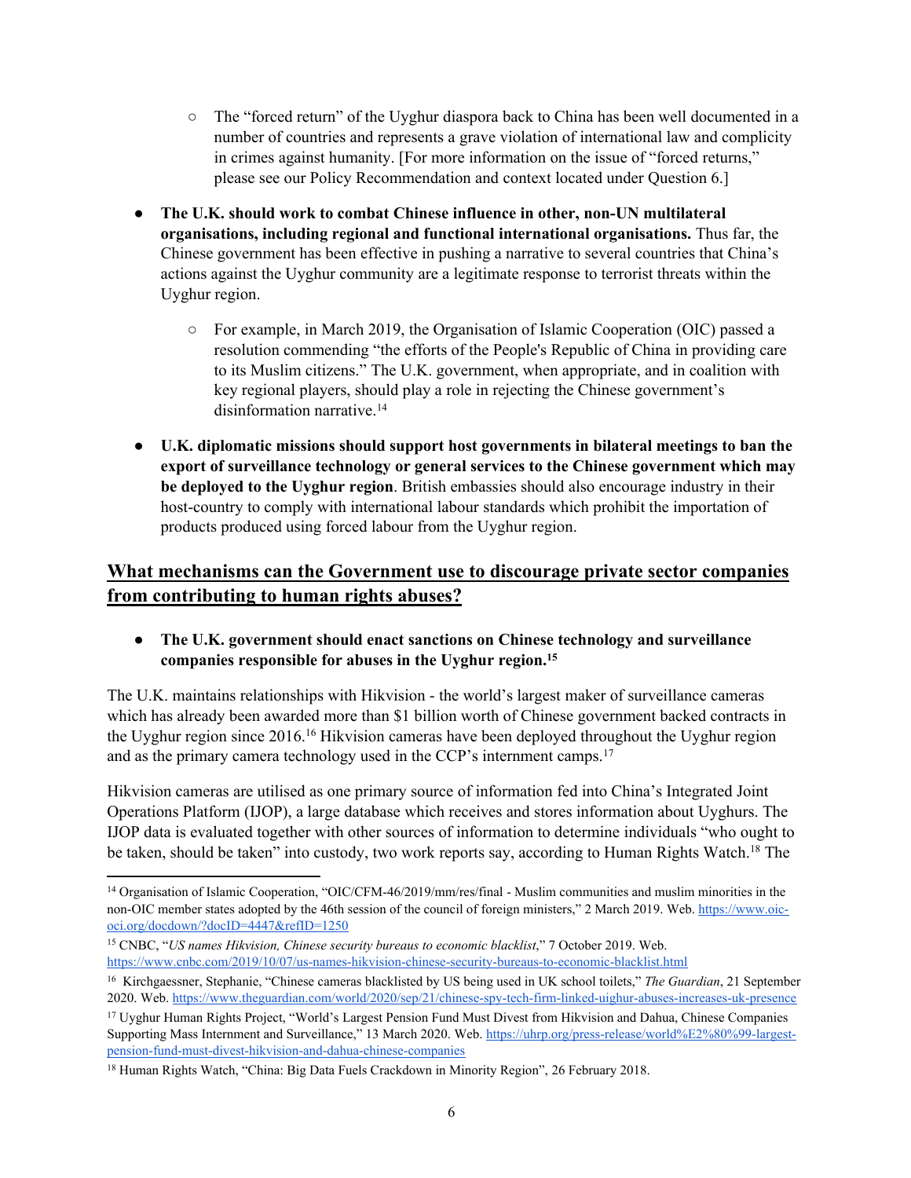- The "forced return" of the Uyghur diaspora back to China has been well documented in a number of countries and represents a grave violation of international law and complicity in crimes against humanity. [For more information on the issue of "forced returns," please see our Policy Recommendation and context located under Question 6.]

- **The U.K. should work to combat Chinese influence in other, non-UN multilateral organisations, including regional and functional international organisations.** Thus far, the Chinese government has been effective in pushing a narrative to several countries that China's actions against the Uyghur community are a legitimate response to terrorist threats within the Uyghur region.

    - For example, in March 2019, the Organisation of Islamic Cooperation (OIC) passed a resolution commending "the efforts of the People's Republic of China in providing care to its Muslim citizens." The U.K. government, when appropriate, and in coalition with key regional players, should play a role in rejecting the Chinese government's disinformation narrative.[14]

- **U.K. diplomatic missions should support host governments in bilateral meetings to ban the export of surveillance technology or general services to the Chinese government which may be deployed to the Uyghur region**. British embassies should also encourage industry in their host-country to comply with international labour standards which prohibit the importation of products produced using forced labour from the Uyghur region.

## What mechanisms can the Government use to discourage private sector companies from contributing to human rights abuses?

- **The U.K. government should enact sanctions on Chinese technology and surveillance companies responsible for abuses in the Uyghur region.[15]**

The U.K. maintains relationships with Hikvision - the world's largest maker of surveillance cameras which has already been awarded more than $1 billion worth of Chinese government backed contracts in the Uyghur region since 2016.[16] Hikvision cameras have been deployed throughout the Uyghur region and as the primary camera technology used in the CCP's internment camps.[17]

Hikvision cameras are utilised as one primary source of information fed into China's Integrated Joint Operations Platform (IJOP), a large database which receives and stores information about Uyghurs. The IJOP data is evaluated together with other sources of information to determine individuals "who ought to be taken, should be taken" into custody, two work reports say, according to Human Rights Watch.[18] The

---

[14] Organisation of Islamic Cooperation, "OIC/CFM-46/2019/mm/res/final - Muslim communities and muslim minorities in the non-OIC member states adopted by the 46th session of the council of foreign ministers," 2 March 2019. Web. https://www.oic-oci.org/docdown/?docID=4447&refID=1250

[15] CNBC, "*US names Hikvision, Chinese security bureaus to economic blacklist*," 7 October 2019. Web. https://www.cnbc.com/2019/10/07/us-names-hikvision-chinese-security-bureaus-to-economic-blacklist.html

[16] Kirchgaessner, Stephanie, "Chinese cameras blacklisted by US being used in UK school toilets," *The Guardian*, 21 September 2020. Web. https://www.theguardian.com/world/2020/sep/21/chinese-spy-tech-firm-linked-uighur-abuses-increases-uk-presence

[17] Uyghur Human Rights Project, "World's Largest Pension Fund Must Divest from Hikvision and Dahua, Chinese Companies Supporting Mass Internment and Surveillance," 13 March 2020. Web. https://uhrp.org/press-release/world%E2%80%99-largest-pension-fund-must-divest-hikvision-and-dahua-chinese-companies

[18] Human Rights Watch, "China: Big Data Fuels Crackdown in Minority Region", 26 February 2018.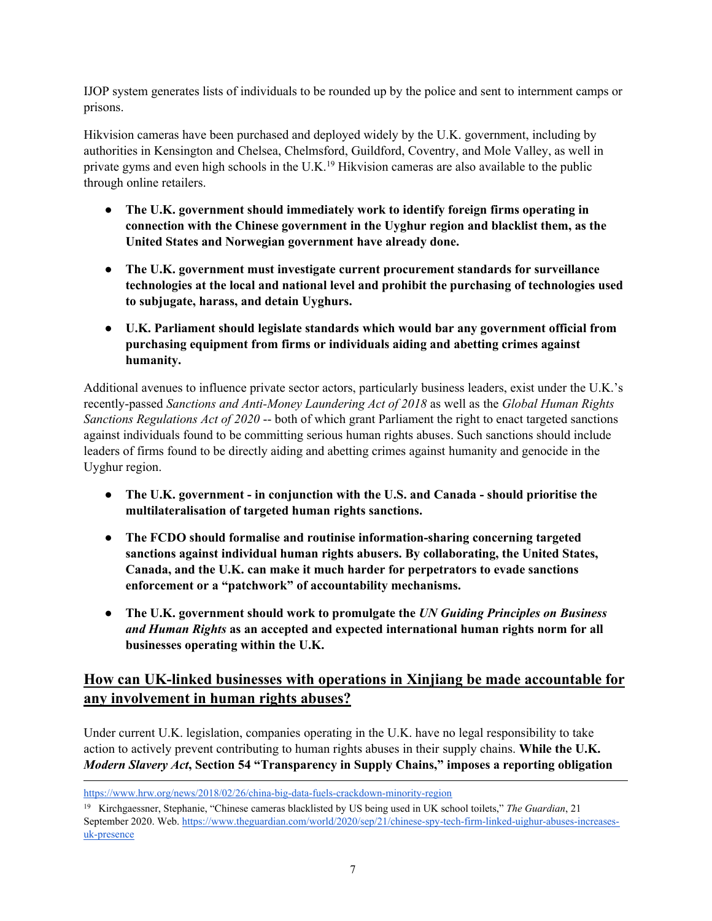IJOP system generates lists of individuals to be rounded up by the police and sent to internment camps or prisons.

Hikvision cameras have been purchased and deployed widely by the U.K. government, including by authorities in Kensington and Chelsea, Chelmsford, Guildford, Coventry, and Mole Valley, as well in private gyms and even high schools in the U.K.[19] Hikvision cameras are also available to the public through online retailers.

- **The U.K. government should immediately work to identify foreign firms operating in connection with the Chinese government in the Uyghur region and blacklist them, as the United States and Norwegian government have already done.**
- **The U.K. government must investigate current procurement standards for surveillance technologies at the local and national level and prohibit the purchasing of technologies used to subjugate, harass, and detain Uyghurs.**
- **U.K. Parliament should legislate standards which would bar any government official from purchasing equipment from firms or individuals aiding and abetting crimes against humanity.**

Additional avenues to influence private sector actors, particularly business leaders, exist under the U.K.'s recently-passed *Sanctions and Anti-Money Laundering Act of 2018* as well as the *Global Human Rights Sanctions Regulations Act of 2020* -- both of which grant Parliament the right to enact targeted sanctions against individuals found to be committing serious human rights abuses. Such sanctions should include leaders of firms found to be directly aiding and abetting crimes against humanity and genocide in the Uyghur region.

- **The U.K. government - in conjunction with the U.S. and Canada - should prioritise the multilateralisation of targeted human rights sanctions.**
- **The FCDO should formalise and routinise information-sharing concerning targeted sanctions against individual human rights abusers. By collaborating, the United States, Canada, and the U.K. can make it much harder for perpetrators to evade sanctions enforcement or a "patchwork" of accountability mechanisms.**
- **The U.K. government should work to promulgate the *UN Guiding Principles on Business and Human Rights* as an accepted and expected international human rights norm for all businesses operating within the U.K.**

## How can UK-linked businesses with operations in Xinjiang be made accountable for any involvement in human rights abuses?

Under current U.K. legislation, companies operating in the U.K. have no legal responsibility to take action to actively prevent contributing to human rights abuses in their supply chains. **While the U.K. *Modern Slavery Act*, Section 54 "Transparency in Supply Chains," imposes a reporting obligation**

---

https://www.hrw.org/news/2018/02/26/china-big-data-fuels-crackdown-minority-region

[19] Kirchgaessner, Stephanie, "Chinese cameras blacklisted by US being used in UK school toilets," *The Guardian*, 21 September 2020. Web. https://www.theguardian.com/world/2020/sep/21/chinese-spy-tech-firm-linked-uighur-abuses-increases-uk-presence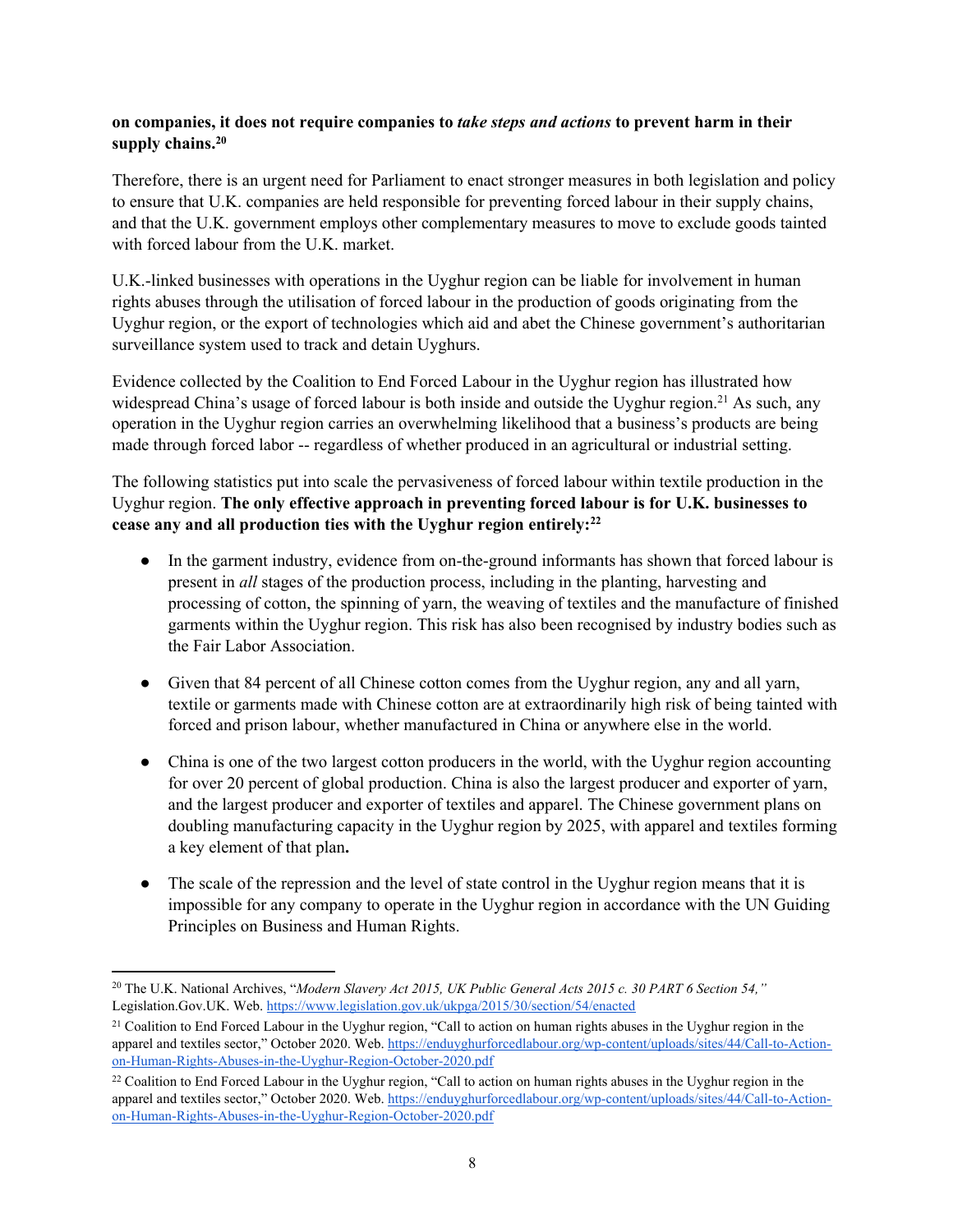**on companies, it does not require companies to *take steps and actions* to prevent harm in their supply chains.[20]**

Therefore, there is an urgent need for Parliament to enact stronger measures in both legislation and policy to ensure that U.K. companies are held responsible for preventing forced labour in their supply chains, and that the U.K. government employs other complementary measures to move to exclude goods tainted with forced labour from the U.K. market.

U.K.-linked businesses with operations in the Uyghur region can be liable for involvement in human rights abuses through the utilisation of forced labour in the production of goods originating from the Uyghur region, or the export of technologies which aid and abet the Chinese government's authoritarian surveillance system used to track and detain Uyghurs.

Evidence collected by the Coalition to End Forced Labour in the Uyghur region has illustrated how widespread China's usage of forced labour is both inside and outside the Uyghur region.[21] As such, any operation in the Uyghur region carries an overwhelming likelihood that a business's products are being made through forced labor -- regardless of whether produced in an agricultural or industrial setting.

The following statistics put into scale the pervasiveness of forced labour within textile production in the Uyghur region. **The only effective approach in preventing forced labour is for U.K. businesses to cease any and all production ties with the Uyghur region entirely:[22]**

- In the garment industry, evidence from on-the-ground informants has shown that forced labour is present in *all* stages of the production process, including in the planting, harvesting and processing of cotton, the spinning of yarn, the weaving of textiles and the manufacture of finished garments within the Uyghur region. This risk has also been recognised by industry bodies such as the Fair Labor Association.

- Given that 84 percent of all Chinese cotton comes from the Uyghur region, any and all yarn, textile or garments made with Chinese cotton are at extraordinarily high risk of being tainted with forced and prison labour, whether manufactured in China or anywhere else in the world.

- China is one of the two largest cotton producers in the world, with the Uyghur region accounting for over 20 percent of global production. China is also the largest producer and exporter of yarn, and the largest producer and exporter of textiles and apparel. The Chinese government plans on doubling manufacturing capacity in the Uyghur region by 2025, with apparel and textiles forming a key element of that plan.

- The scale of the repression and the level of state control in the Uyghur region means that it is impossible for any company to operate in the Uyghur region in accordance with the UN Guiding Principles on Business and Human Rights.

---

[20] The U.K. National Archives, "*Modern Slavery Act 2015, UK Public General Acts 2015 c. 30 PART 6 Section 54,*" Legislation.Gov.UK. Web. https://www.legislation.gov.uk/ukpga/2015/30/section/54/enacted

[21] Coalition to End Forced Labour in the Uyghur region, "Call to action on human rights abuses in the Uyghur region in the apparel and textiles sector," October 2020. Web. https://enduyghurforcedlabour.org/wp-content/uploads/sites/44/Call-to-Action-on-Human-Rights-Abuses-in-the-Uyghur-Region-October-2020.pdf

[22] Coalition to End Forced Labour in the Uyghur region, "Call to action on human rights abuses in the Uyghur region in the apparel and textiles sector," October 2020. Web. https://enduyghurforcedlabour.org/wp-content/uploads/sites/44/Call-to-Action-on-Human-Rights-Abuses-in-the-Uyghur-Region-October-2020.pdf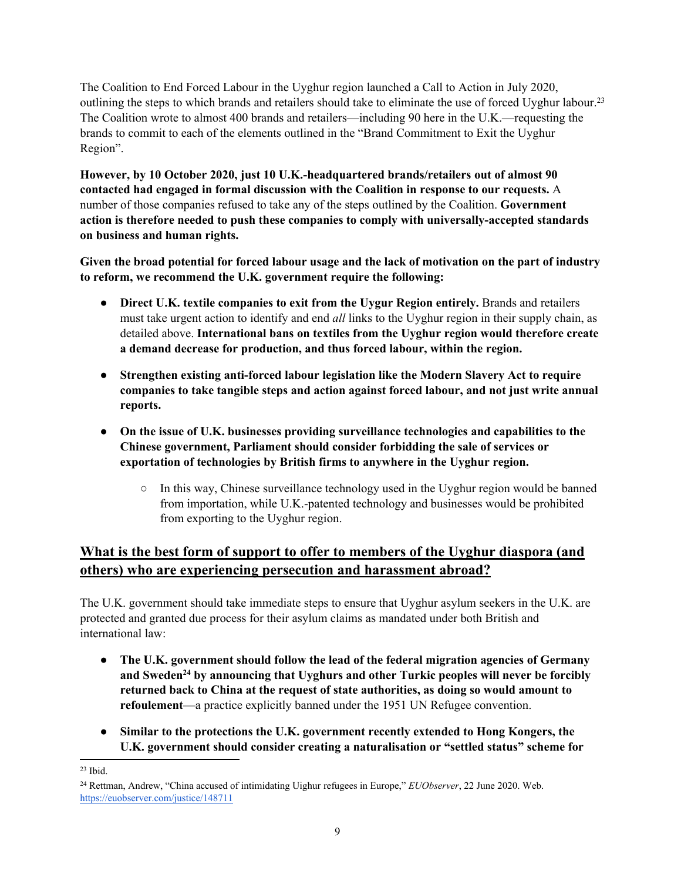The Coalition to End Forced Labour in the Uyghur region launched a Call to Action in July 2020, outlining the steps to which brands and retailers should take to eliminate the use of forced Uyghur labour.[23] The Coalition wrote to almost 400 brands and retailers—including 90 here in the U.K.—requesting the brands to commit to each of the elements outlined in the "Brand Commitment to Exit the Uyghur Region".

**However, by 10 October 2020, just 10 U.K.-headquartered brands/retailers out of almost 90 contacted had engaged in formal discussion with the Coalition in response to our requests.** A number of those companies refused to take any of the steps outlined by the Coalition. **Government action is therefore needed to push these companies to comply with universally-accepted standards on business and human rights.**

**Given the broad potential for forced labour usage and the lack of motivation on the part of industry to reform, we recommend the U.K. government require the following:**

- **Direct U.K. textile companies to exit from the Uygur Region entirely.** Brands and retailers must take urgent action to identify and end *all* links to the Uyghur region in their supply chain, as detailed above. **International bans on textiles from the Uyghur region would therefore create a demand decrease for production, and thus forced labour, within the region.**
- **Strengthen existing anti-forced labour legislation like the Modern Slavery Act to require companies to take tangible steps and action against forced labour, and not just write annual reports.**
- **On the issue of U.K. businesses providing surveillance technologies and capabilities to the Chinese government, Parliament should consider forbidding the sale of services or exportation of technologies by British firms to anywhere in the Uyghur region.**
    - In this way, Chinese surveillance technology used in the Uyghur region would be banned from importation, while U.K.-patented technology and businesses would be prohibited from exporting to the Uyghur region.

## What is the best form of support to offer to members of the Uyghur diaspora (and others) who are experiencing persecution and harassment abroad?

The U.K. government should take immediate steps to ensure that Uyghur asylum seekers in the U.K. are protected and granted due process for their asylum claims as mandated under both British and international law:

- **The U.K. government should follow the lead of the federal migration agencies of Germany and Sweden[24] by announcing that Uyghurs and other Turkic peoples will never be forcibly returned back to China at the request of state authorities, as doing so would amount to refoulement**—a practice explicitly banned under the 1951 UN Refugee convention.
- **Similar to the protections the U.K. government recently extended to Hong Kongers, the U.K. government should consider creating a naturalisation or "settled status" scheme for**

---

[23] Ibid.

[24] Rettman, Andrew, "China accused of intimidating Uighur refugees in Europe," *EUObserver*, 22 June 2020. Web. https://euobserver.com/justice/148711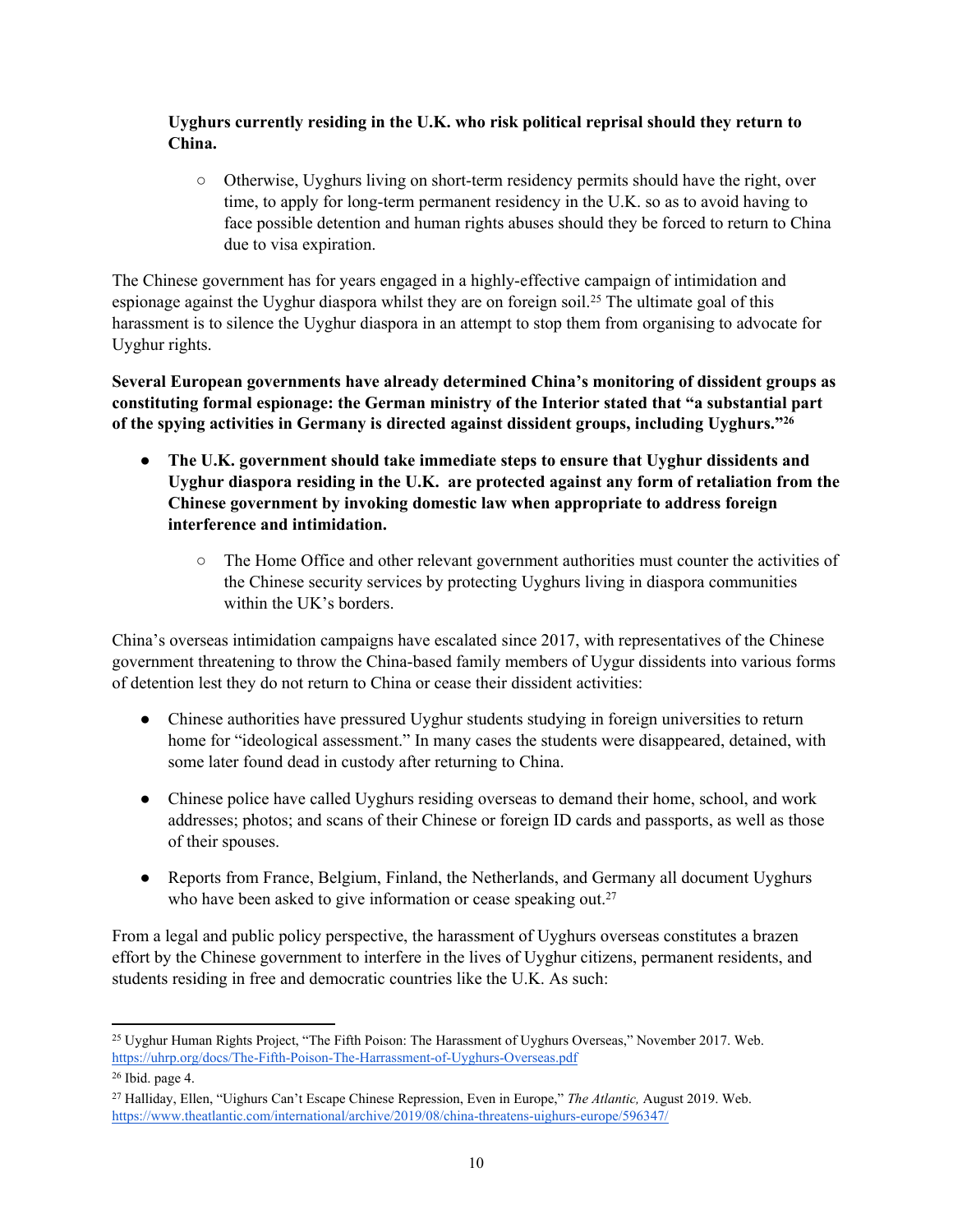**Uyghurs currently residing in the U.K. who risk political reprisal should they return to China.**

- Otherwise, Uyghurs living on short-term residency permits should have the right, over time, to apply for long-term permanent residency in the U.K. so as to avoid having to face possible detention and human rights abuses should they be forced to return to China due to visa expiration.

The Chinese government has for years engaged in a highly-effective campaign of intimidation and espionage against the Uyghur diaspora whilst they are on foreign soil.[25] The ultimate goal of this harassment is to silence the Uyghur diaspora in an attempt to stop them from organising to advocate for Uyghur rights.

**Several European governments have already determined China's monitoring of dissident groups as constituting formal espionage: the German ministry of the Interior stated that "a substantial part of the spying activities in Germany is directed against dissident groups, including Uyghurs."[26]**

- **The U.K. government should take immediate steps to ensure that Uyghur dissidents and Uyghur diaspora residing in the U.K. are protected against any form of retaliation from the Chinese government by invoking domestic law when appropriate to address foreign interference and intimidation.**
  - The Home Office and other relevant government authorities must counter the activities of the Chinese security services by protecting Uyghurs living in diaspora communities within the UK's borders.

China's overseas intimidation campaigns have escalated since 2017, with representatives of the Chinese government threatening to throw the China-based family members of Uygur dissidents into various forms of detention lest they do not return to China or cease their dissident activities:

- Chinese authorities have pressured Uyghur students studying in foreign universities to return home for "ideological assessment." In many cases the students were disappeared, detained, with some later found dead in custody after returning to China.

- Chinese police have called Uyghurs residing overseas to demand their home, school, and work addresses; photos; and scans of their Chinese or foreign ID cards and passports, as well as those of their spouses.

- Reports from France, Belgium, Finland, the Netherlands, and Germany all document Uyghurs who have been asked to give information or cease speaking out.[27]

From a legal and public policy perspective, the harassment of Uyghurs overseas constitutes a brazen effort by the Chinese government to interfere in the lives of Uyghur citizens, permanent residents, and students residing in free and democratic countries like the U.K. As such:

---

[25] Uyghur Human Rights Project, "The Fifth Poison: The Harassment of Uyghurs Overseas," November 2017. Web. https://uhrp.org/docs/The-Fifth-Poison-The-Harrassment-of-Uyghurs-Overseas.pdf

[26] Ibid. page 4.

[27] Halliday, Ellen, "Uighurs Can't Escape Chinese Repression, Even in Europe," *The Atlantic,* August 2019. Web. https://www.theatlantic.com/international/archive/2019/08/china-threatens-uighurs-europe/596347/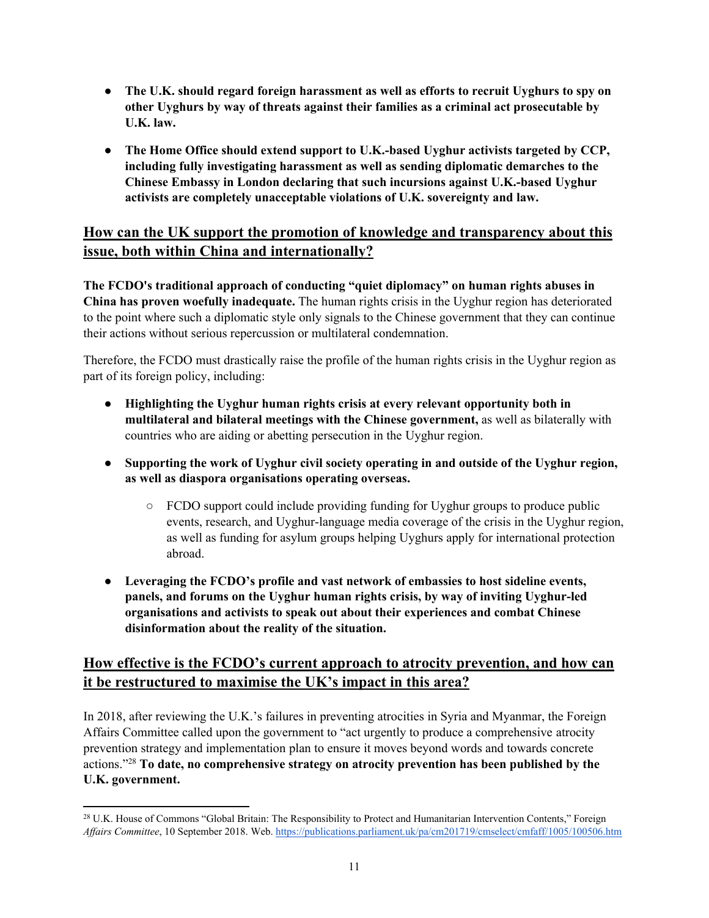- **The U.K. should regard foreign harassment as well as efforts to recruit Uyghurs to spy on other Uyghurs by way of threats against their families as a criminal act prosecutable by U.K. law.**

- **The Home Office should extend support to U.K.-based Uyghur activists targeted by CCP, including fully investigating harassment as well as sending diplomatic demarches to the Chinese Embassy in London declaring that such incursions against U.K.-based Uyghur activists are completely unacceptable violations of U.K. sovereignty and law.**

## How can the UK support the promotion of knowledge and transparency about this issue, both within China and internationally?

**The FCDO's traditional approach of conducting "quiet diplomacy" on human rights abuses in China has proven woefully inadequate.** The human rights crisis in the Uyghur region has deteriorated to the point where such a diplomatic style only signals to the Chinese government that they can continue their actions without serious repercussion or multilateral condemnation.

Therefore, the FCDO must drastically raise the profile of the human rights crisis in the Uyghur region as part of its foreign policy, including:

- **Highlighting the Uyghur human rights crisis at every relevant opportunity both in multilateral and bilateral meetings with the Chinese government,** as well as bilaterally with countries who are aiding or abetting persecution in the Uyghur region.

- **Supporting the work of Uyghur civil society operating in and outside of the Uyghur region, as well as diaspora organisations operating overseas.**
    - FCDO support could include providing funding for Uyghur groups to produce public events, research, and Uyghur-language media coverage of the crisis in the Uyghur region, as well as funding for asylum groups helping Uyghurs apply for international protection abroad.

- **Leveraging the FCDO's profile and vast network of embassies to host sideline events, panels, and forums on the Uyghur human rights crisis, by way of inviting Uyghur-led organisations and activists to speak out about their experiences and combat Chinese disinformation about the reality of the situation.**

## How effective is the FCDO's current approach to atrocity prevention, and how can it be restructured to maximise the UK's impact in this area?

In 2018, after reviewing the U.K.'s failures in preventing atrocities in Syria and Myanmar, the Foreign Affairs Committee called upon the government to "act urgently to produce a comprehensive atrocity prevention strategy and implementation plan to ensure it moves beyond words and towards concrete actions."[28] **To date, no comprehensive strategy on atrocity prevention has been published by the U.K. government.**

---

[28] U.K. House of Commons "Global Britain: The Responsibility to Protect and Humanitarian Intervention Contents," Foreign *Affairs Committee*, 10 September 2018. Web. https://publications.parliament.uk/pa/cm201719/cmselect/cmfaff/1005/100506.htm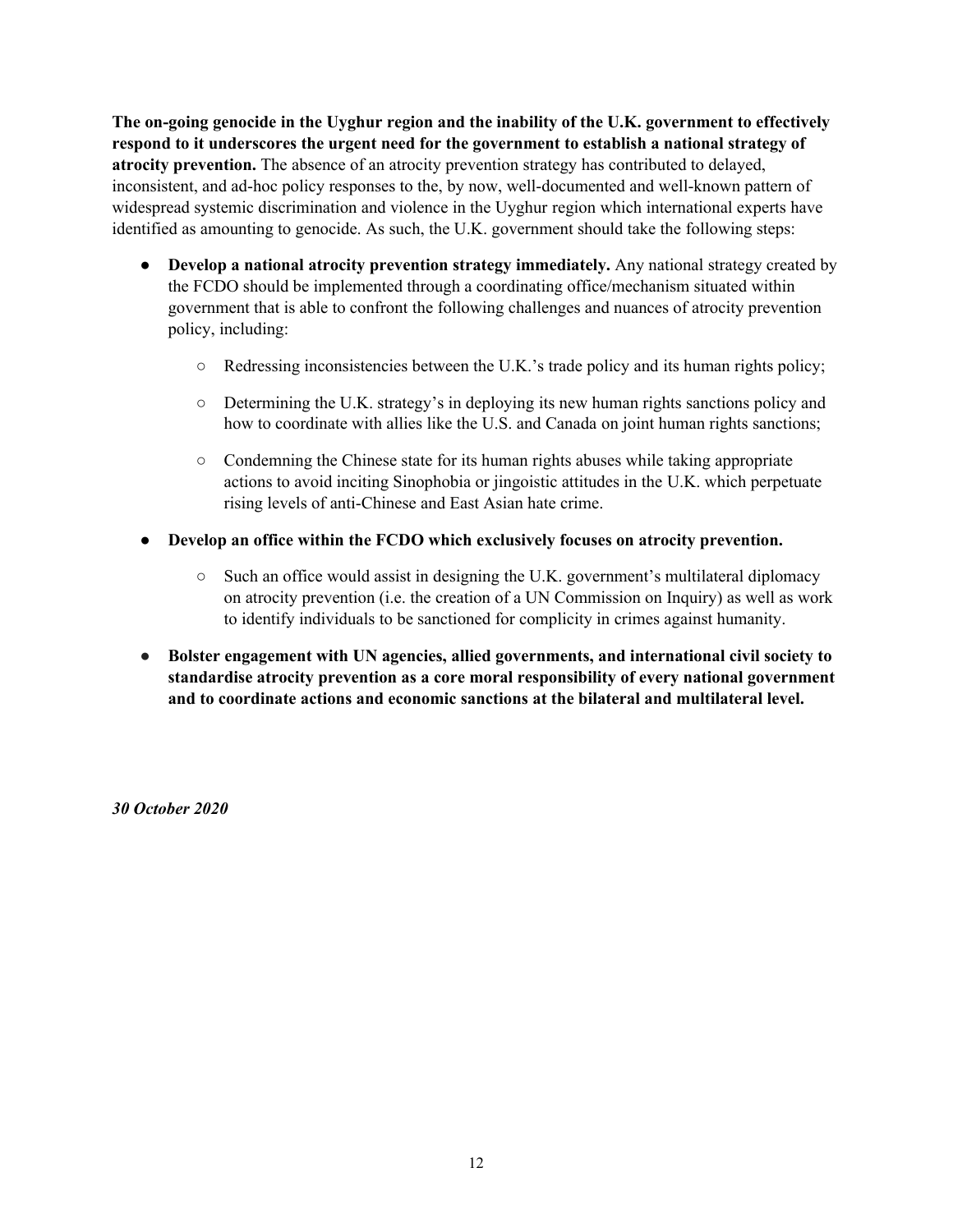**The on-going genocide in the Uyghur region and the inability of the U.K. government to effectively respond to it underscores the urgent need for the government to establish a national strategy of atrocity prevention.** The absence of an atrocity prevention strategy has contributed to delayed, inconsistent, and ad-hoc policy responses to the, by now, well-documented and well-known pattern of widespread systemic discrimination and violence in the Uyghur region which international experts have identified as amounting to genocide. As such, the U.K. government should take the following steps:

- **Develop a national atrocity prevention strategy immediately.** Any national strategy created by the FCDO should be implemented through a coordinating office/mechanism situated within government that is able to confront the following challenges and nuances of atrocity prevention policy, including:
    - Redressing inconsistencies between the U.K.'s trade policy and its human rights policy;
    - Determining the U.K. strategy's in deploying its new human rights sanctions policy and how to coordinate with allies like the U.S. and Canada on joint human rights sanctions;
    - Condemning the Chinese state for its human rights abuses while taking appropriate actions to avoid inciting Sinophobia or jingoistic attitudes in the U.K. which perpetuate rising levels of anti-Chinese and East Asian hate crime.
- **Develop an office within the FCDO which exclusively focuses on atrocity prevention.**
    - Such an office would assist in designing the U.K. government's multilateral diplomacy on atrocity prevention (i.e. the creation of a UN Commission on Inquiry) as well as work to identify individuals to be sanctioned for complicity in crimes against humanity.
- **Bolster engagement with UN agencies, allied governments, and international civil society to standardise atrocity prevention as a core moral responsibility of every national government and to coordinate actions and economic sanctions at the bilateral and multilateral level.**

***30 October 2020***